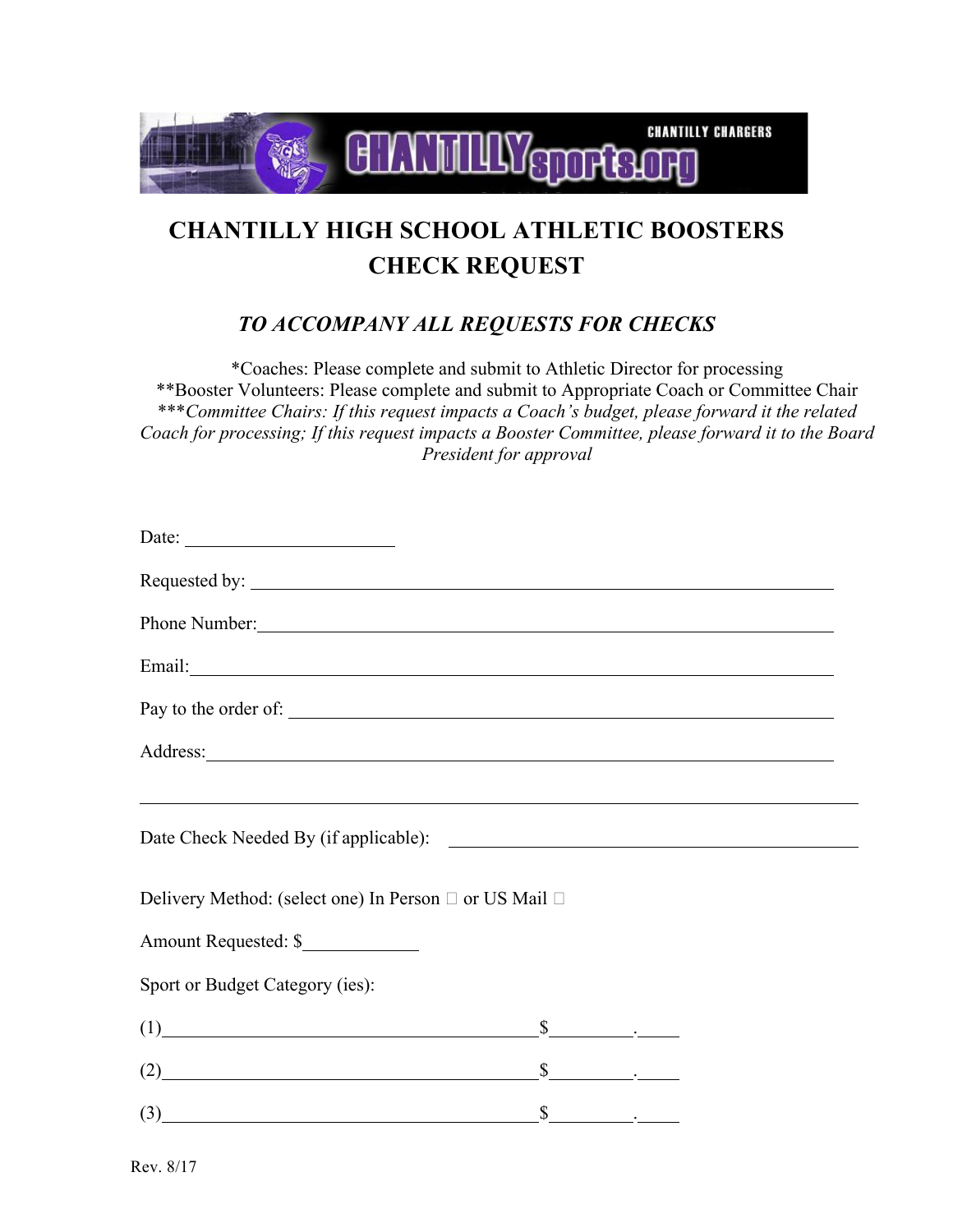CHANTILLY CHARGERS

CHANTILLYsports.org

# CHANTILLY HIGH SCHOOL ATHLETIC BOOSTERS CHECK REQUEST

## *TO ACCOMPANY ALL REQUESTS FOR CHECKS*

*Coaches: Please complete and submit to Athletic Director for processing
**Booster Volunteers: Please complete and submit to Appropriate Coach or Committee Chair
****Committee Chairs: If this request impacts a Coach's budget, please forward it the related Coach for processing; If this request impacts a Booster Committee, please forward it to the Board President for approval*

Date: ______________________

Requested by: ______________________________________________________________

Phone Number: ______________________________________________________________

Email: ______________________________________________________________

Pay to the order of: ______________________________________________________________

Address: ______________________________________________________________

______________________________________________________________

Date Check Needed By (if applicable): ______________________________________

Delivery Method: (select one) In Person ☐ or US Mail ☐

Amount Requested: $____________

Sport or Budget Category (ies):

(1)________________________________________$_________._____

(2)________________________________________$_________._____

(3)________________________________________$_________._____

Rev. 8/17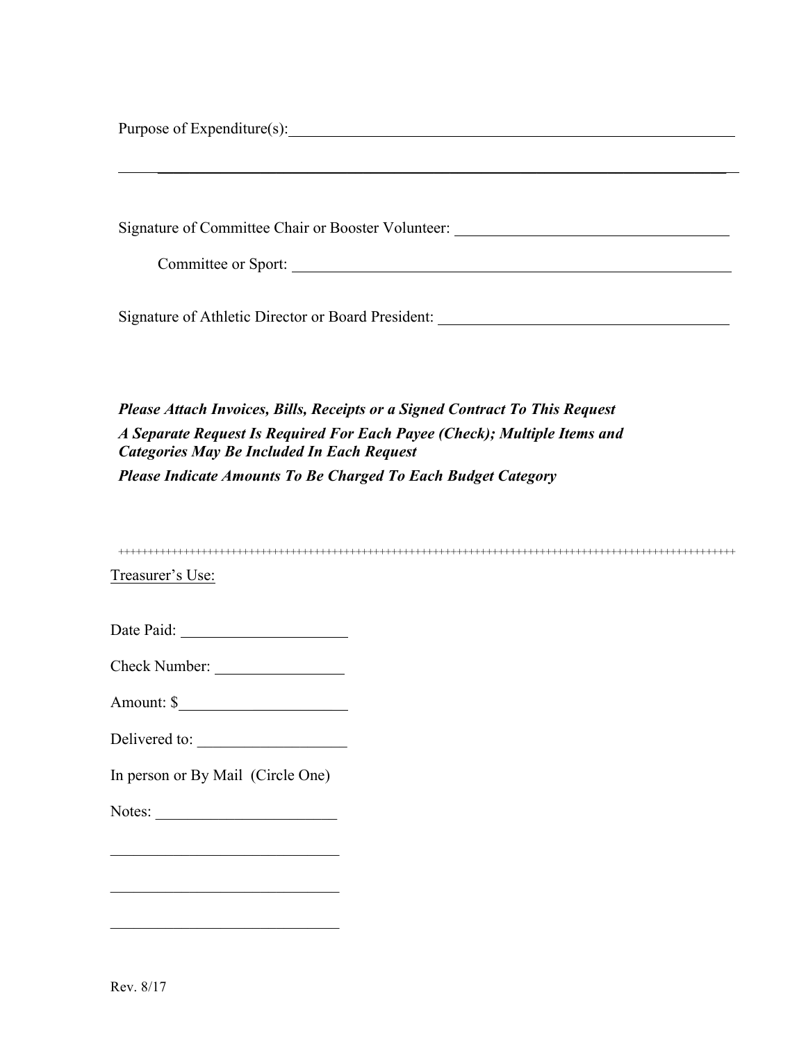Purpose of Expenditure(s): ____________________________________________________________

________________________________________________________________________________

Signature of Committee Chair or Booster Volunteer: ____________________________________

Committee or Sport: ____________________________________________________________

Signature of Athletic Director or Board President: _____________________________________

***Please Attach Invoices, Bills, Receipts or a Signed Contract To This Request***

***A Separate Request Is Required For Each Payee (Check); Multiple Items and Categories May Be Included In Each Request***

***Please Indicate Amounts To Be Charged To Each Budget Category***

++++++++++++++++++++++++++++++++++++++++++++++++++++++++++++++++++++++++++++++++++++++++++++++++

Treasurer's Use:

Date Paid: ______________________

Check Number: _________________

Amount: $______________________

Delivered to: ___________________

In person or By Mail (Circle One)

Notes: _______________________

______________________________

______________________________

______________________________

Rev. 8/17